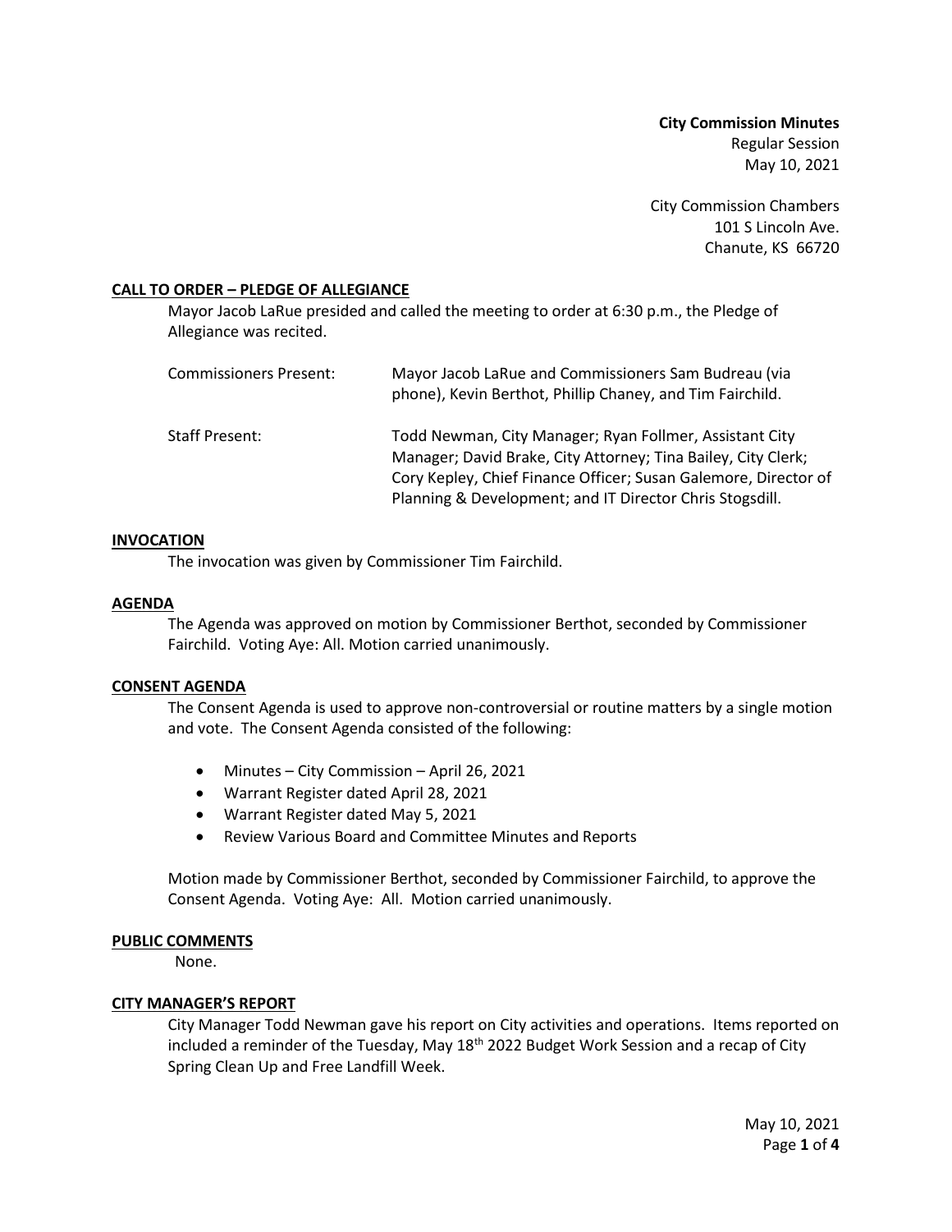**City Commission Minutes**
Regular Session
May 10, 2021

City Commission Chambers
101 S Lincoln Ave.
Chanute, KS 66720

## CALL TO ORDER – PLEDGE OF ALLEGIANCE

Mayor Jacob LaRue presided and called the meeting to order at 6:30 p.m., the Pledge of Allegiance was recited.

Commissioners Present: Mayor Jacob LaRue and Commissioners Sam Budreau (via phone), Kevin Berthot, Phillip Chaney, and Tim Fairchild.

Staff Present: Todd Newman, City Manager; Ryan Follmer, Assistant City Manager; David Brake, City Attorney; Tina Bailey, City Clerk; Cory Kepley, Chief Finance Officer; Susan Galemore, Director of Planning & Development; and IT Director Chris Stogsdill.

## INVOCATION

The invocation was given by Commissioner Tim Fairchild.

## AGENDA

The Agenda was approved on motion by Commissioner Berthot, seconded by Commissioner Fairchild. Voting Aye: All. Motion carried unanimously.

## CONSENT AGENDA

The Consent Agenda is used to approve non-controversial or routine matters by a single motion and vote. The Consent Agenda consisted of the following:

- Minutes – City Commission – April 26, 2021
- Warrant Register dated April 28, 2021
- Warrant Register dated May 5, 2021
- Review Various Board and Committee Minutes and Reports

Motion made by Commissioner Berthot, seconded by Commissioner Fairchild, to approve the Consent Agenda. Voting Aye: All. Motion carried unanimously.

## PUBLIC COMMENTS

None.

## CITY MANAGER'S REPORT

City Manager Todd Newman gave his report on City activities and operations. Items reported on included a reminder of the Tuesday, May 18th 2022 Budget Work Session and a recap of City Spring Clean Up and Free Landfill Week.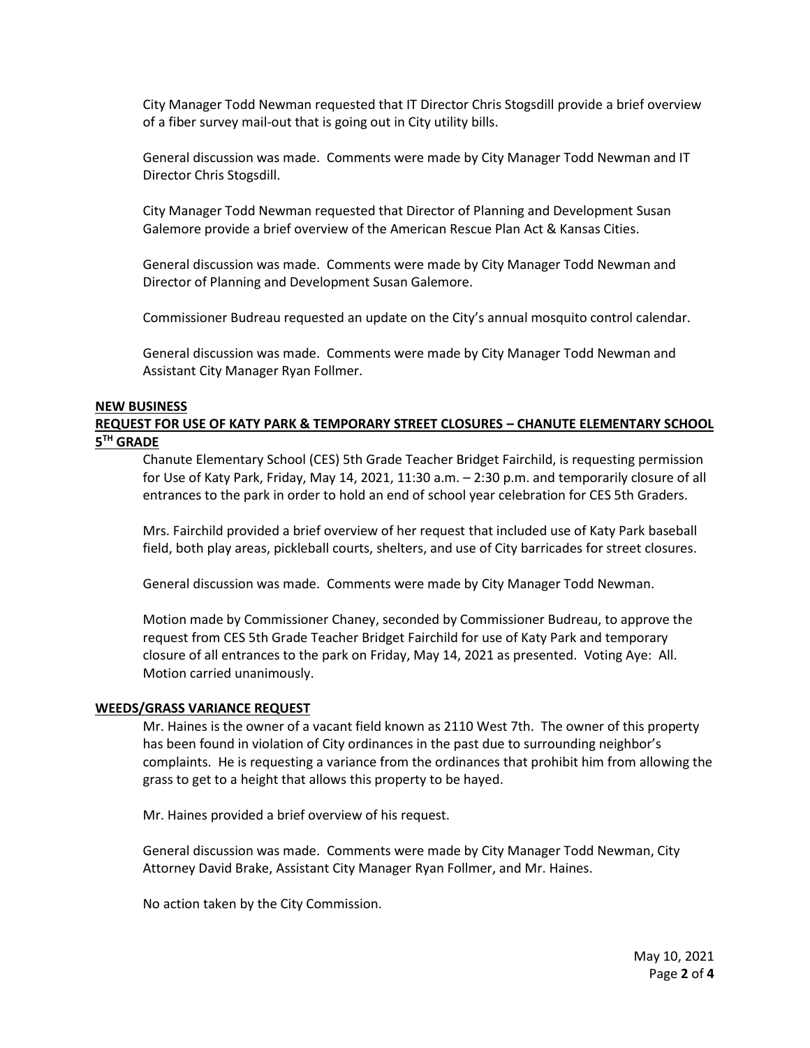City Manager Todd Newman requested that IT Director Chris Stogsdill provide a brief overview of a fiber survey mail-out that is going out in City utility bills.

General discussion was made. Comments were made by City Manager Todd Newman and IT Director Chris Stogsdill.

City Manager Todd Newman requested that Director of Planning and Development Susan Galemore provide a brief overview of the American Rescue Plan Act & Kansas Cities.

General discussion was made. Comments were made by City Manager Todd Newman and Director of Planning and Development Susan Galemore.

Commissioner Budreau requested an update on the City's annual mosquito control calendar.

General discussion was made. Comments were made by City Manager Todd Newman and Assistant City Manager Ryan Follmer.

**NEW BUSINESS**

**REQUEST FOR USE OF KATY PARK & TEMPORARY STREET CLOSURES – CHANUTE ELEMENTARY SCHOOL 5TH GRADE**

Chanute Elementary School (CES) 5th Grade Teacher Bridget Fairchild, is requesting permission for Use of Katy Park, Friday, May 14, 2021, 11:30 a.m. – 2:30 p.m. and temporarily closure of all entrances to the park in order to hold an end of school year celebration for CES 5th Graders.

Mrs. Fairchild provided a brief overview of her request that included use of Katy Park baseball field, both play areas, pickleball courts, shelters, and use of City barricades for street closures.

General discussion was made. Comments were made by City Manager Todd Newman.

Motion made by Commissioner Chaney, seconded by Commissioner Budreau, to approve the request from CES 5th Grade Teacher Bridget Fairchild for use of Katy Park and temporary closure of all entrances to the park on Friday, May 14, 2021 as presented. Voting Aye: All. Motion carried unanimously.

**WEEDS/GRASS VARIANCE REQUEST**

Mr. Haines is the owner of a vacant field known as 2110 West 7th. The owner of this property has been found in violation of City ordinances in the past due to surrounding neighbor's complaints. He is requesting a variance from the ordinances that prohibit him from allowing the grass to get to a height that allows this property to be hayed.

Mr. Haines provided a brief overview of his request.

General discussion was made. Comments were made by City Manager Todd Newman, City Attorney David Brake, Assistant City Manager Ryan Follmer, and Mr. Haines.

No action taken by the City Commission.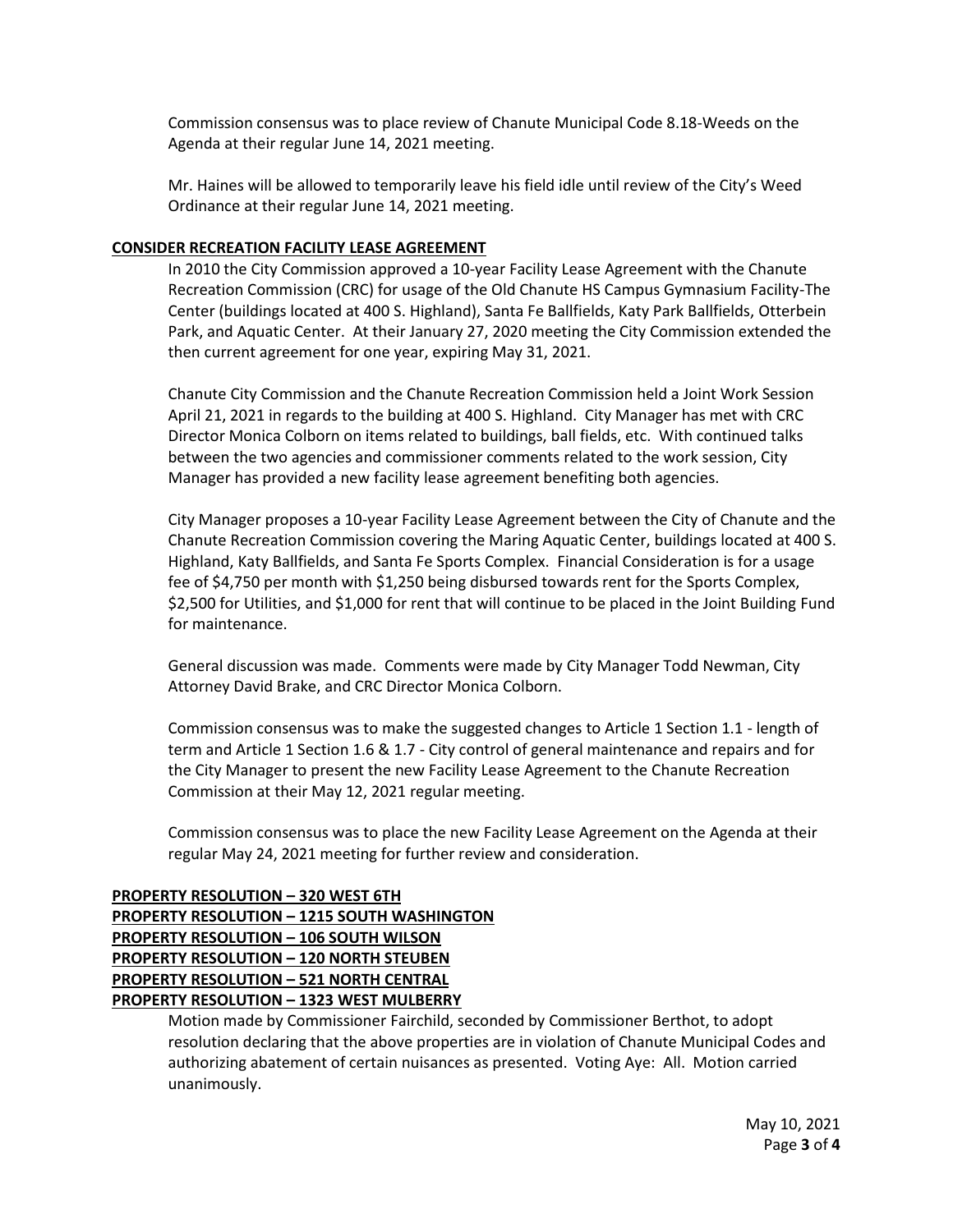Commission consensus was to place review of Chanute Municipal Code 8.18-Weeds on the Agenda at their regular June 14, 2021 meeting.

Mr. Haines will be allowed to temporarily leave his field idle until review of the City's Weed Ordinance at their regular June 14, 2021 meeting.

**CONSIDER RECREATION FACILITY LEASE AGREEMENT**

In 2010 the City Commission approved a 10-year Facility Lease Agreement with the Chanute Recreation Commission (CRC) for usage of the Old Chanute HS Campus Gymnasium Facility-The Center (buildings located at 400 S. Highland), Santa Fe Ballfields, Katy Park Ballfields, Otterbein Park, and Aquatic Center. At their January 27, 2020 meeting the City Commission extended the then current agreement for one year, expiring May 31, 2021.

Chanute City Commission and the Chanute Recreation Commission held a Joint Work Session April 21, 2021 in regards to the building at 400 S. Highland. City Manager has met with CRC Director Monica Colborn on items related to buildings, ball fields, etc. With continued talks between the two agencies and commissioner comments related to the work session, City Manager has provided a new facility lease agreement benefiting both agencies.

City Manager proposes a 10-year Facility Lease Agreement between the City of Chanute and the Chanute Recreation Commission covering the Maring Aquatic Center, buildings located at 400 S. Highland, Katy Ballfields, and Santa Fe Sports Complex. Financial Consideration is for a usage fee of $4,750 per month with $1,250 being disbursed towards rent for the Sports Complex, $2,500 for Utilities, and $1,000 for rent that will continue to be placed in the Joint Building Fund for maintenance.

General discussion was made. Comments were made by City Manager Todd Newman, City Attorney David Brake, and CRC Director Monica Colborn.

Commission consensus was to make the suggested changes to Article 1 Section 1.1 - length of term and Article 1 Section 1.6 & 1.7 - City control of general maintenance and repairs and for the City Manager to present the new Facility Lease Agreement to the Chanute Recreation Commission at their May 12, 2021 regular meeting.

Commission consensus was to place the new Facility Lease Agreement on the Agenda at their regular May 24, 2021 meeting for further review and consideration.

**PROPERTY RESOLUTION – 320 WEST 6TH**
**PROPERTY RESOLUTION – 1215 SOUTH WASHINGTON**
**PROPERTY RESOLUTION – 106 SOUTH WILSON**
**PROPERTY RESOLUTION – 120 NORTH STEUBEN**
**PROPERTY RESOLUTION – 521 NORTH CENTRAL**
**PROPERTY RESOLUTION – 1323 WEST MULBERRY**

Motion made by Commissioner Fairchild, seconded by Commissioner Berthot, to adopt resolution declaring that the above properties are in violation of Chanute Municipal Codes and authorizing abatement of certain nuisances as presented. Voting Aye: All. Motion carried unanimously.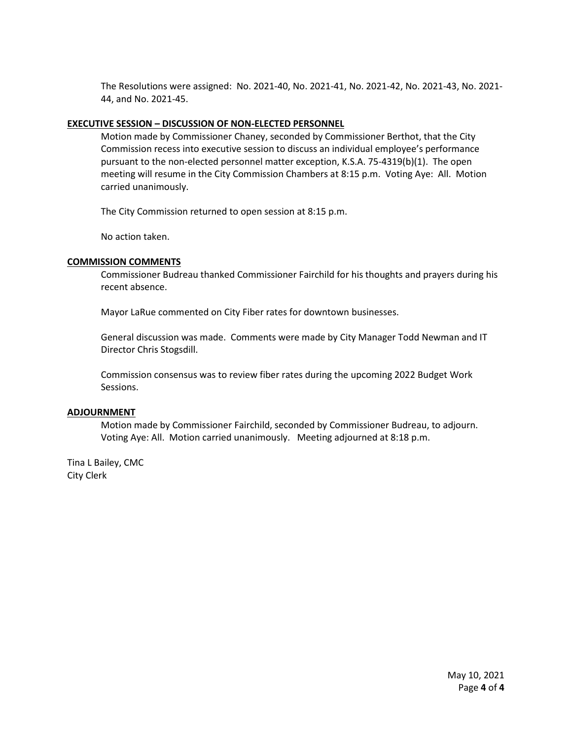The Resolutions were assigned: No. 2021-40, No. 2021-41, No. 2021-42, No. 2021-43, No. 2021-44, and No. 2021-45.

**EXECUTIVE SESSION – DISCUSSION OF NON-ELECTED PERSONNEL**

Motion made by Commissioner Chaney, seconded by Commissioner Berthot, that the City Commission recess into executive session to discuss an individual employee's performance pursuant to the non-elected personnel matter exception, K.S.A. 75-4319(b)(1). The open meeting will resume in the City Commission Chambers at 8:15 p.m. Voting Aye: All. Motion carried unanimously.

The City Commission returned to open session at 8:15 p.m.

No action taken.

**COMMISSION COMMENTS**

Commissioner Budreau thanked Commissioner Fairchild for his thoughts and prayers during his recent absence.

Mayor LaRue commented on City Fiber rates for downtown businesses.

General discussion was made. Comments were made by City Manager Todd Newman and IT Director Chris Stogsdill.

Commission consensus was to review fiber rates during the upcoming 2022 Budget Work Sessions.

**ADJOURNMENT**

Motion made by Commissioner Fairchild, seconded by Commissioner Budreau, to adjourn. Voting Aye: All. Motion carried unanimously. Meeting adjourned at 8:18 p.m.

Tina L Bailey, CMC
City Clerk